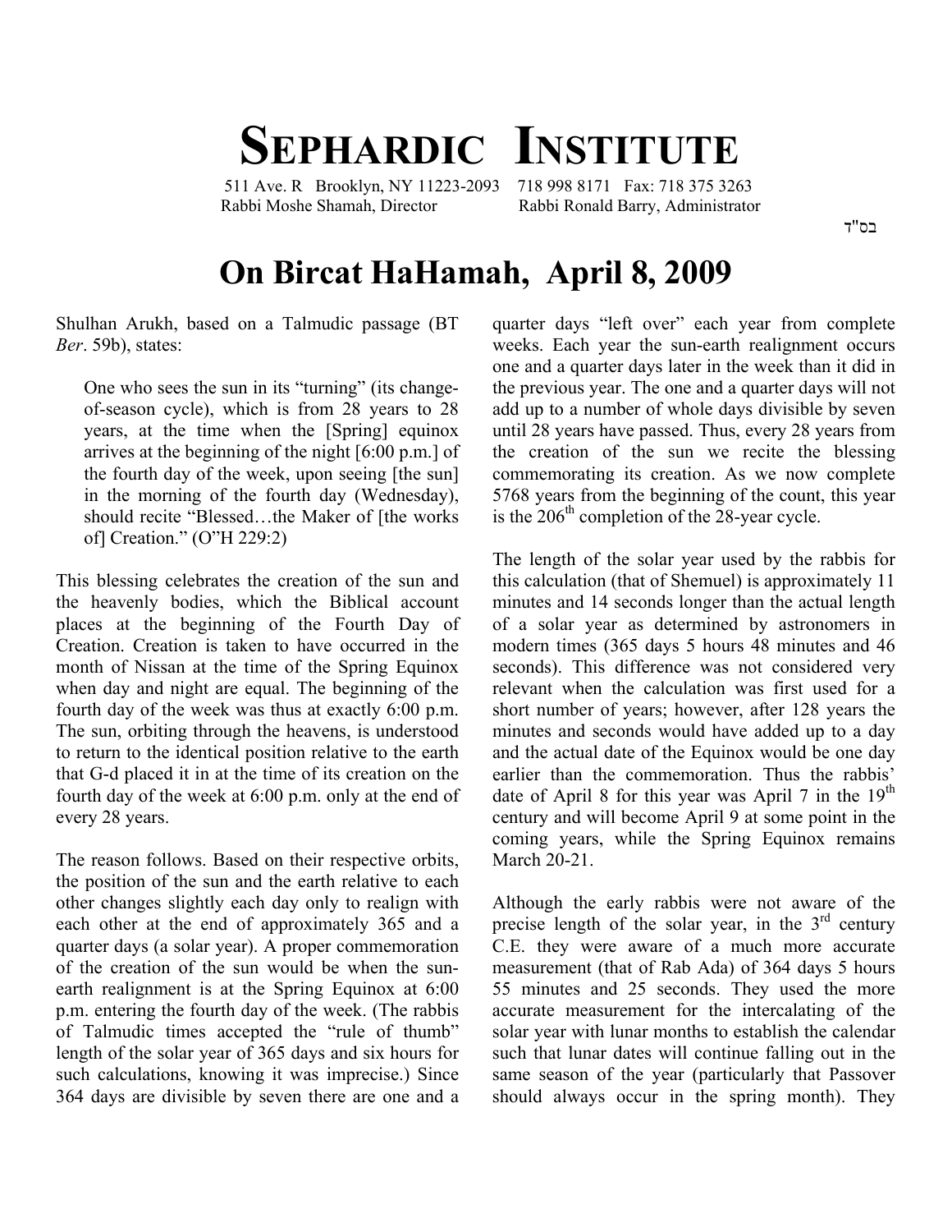# SEPHARDIC INSTITUTE

511 Ave. R Brooklyn, NY 11223-2093 718 998 8171 Fax: 718 375 3263
Rabbi Moshe Shamah, Director Rabbi Ronald Barry, Administrator

בס"ד

## On Bircat HaHamah, April 8, 2009

Shulhan Arukh, based on a Talmudic passage (BT *Ber*. 59b), states:

> One who sees the sun in its "turning" (its change-of-season cycle), which is from 28 years to 28 years, at the time when the [Spring] equinox arrives at the beginning of the night [6:00 p.m.] of the fourth day of the week, upon seeing [the sun] in the morning of the fourth day (Wednesday), should recite "Blessed…the Maker of [the works of] Creation." (O"H 229:2)

This blessing celebrates the creation of the sun and the heavenly bodies, which the Biblical account places at the beginning of the Fourth Day of Creation. Creation is taken to have occurred in the month of Nissan at the time of the Spring Equinox when day and night are equal. The beginning of the fourth day of the week was thus at exactly 6:00 p.m. The sun, orbiting through the heavens, is understood to return to the identical position relative to the earth that G-d placed it in at the time of its creation on the fourth day of the week at 6:00 p.m. only at the end of every 28 years.

The reason follows. Based on their respective orbits, the position of the sun and the earth relative to each other changes slightly each day only to realign with each other at the end of approximately 365 and a quarter days (a solar year). A proper commemoration of the creation of the sun would be when the sun-earth realignment is at the Spring Equinox at 6:00 p.m. entering the fourth day of the week. (The rabbis of Talmudic times accepted the "rule of thumb" length of the solar year of 365 days and six hours for such calculations, knowing it was imprecise.) Since 364 days are divisible by seven there are one and a quarter days "left over" each year from complete weeks. Each year the sun-earth realignment occurs one and a quarter days later in the week than it did in the previous year. The one and a quarter days will not add up to a number of whole days divisible by seven until 28 years have passed. Thus, every 28 years from the creation of the sun we recite the blessing commemorating its creation. As we now complete 5768 years from the beginning of the count, this year is the 206th completion of the 28-year cycle.

The length of the solar year used by the rabbis for this calculation (that of Shemuel) is approximately 11 minutes and 14 seconds longer than the actual length of a solar year as determined by astronomers in modern times (365 days 5 hours 48 minutes and 46 seconds). This difference was not considered very relevant when the calculation was first used for a short number of years; however, after 128 years the minutes and seconds would have added up to a day and the actual date of the Equinox would be one day earlier than the commemoration. Thus the rabbis' date of April 8 for this year was April 7 in the 19th century and will become April 9 at some point in the coming years, while the Spring Equinox remains March 20-21.

Although the early rabbis were not aware of the precise length of the solar year, in the 3rd century C.E. they were aware of a much more accurate measurement (that of Rab Ada) of 364 days 5 hours 55 minutes and 25 seconds. They used the more accurate measurement for the intercalating of the solar year with lunar months to establish the calendar such that lunar dates will continue falling out in the same season of the year (particularly that Passover should always occur in the spring month). They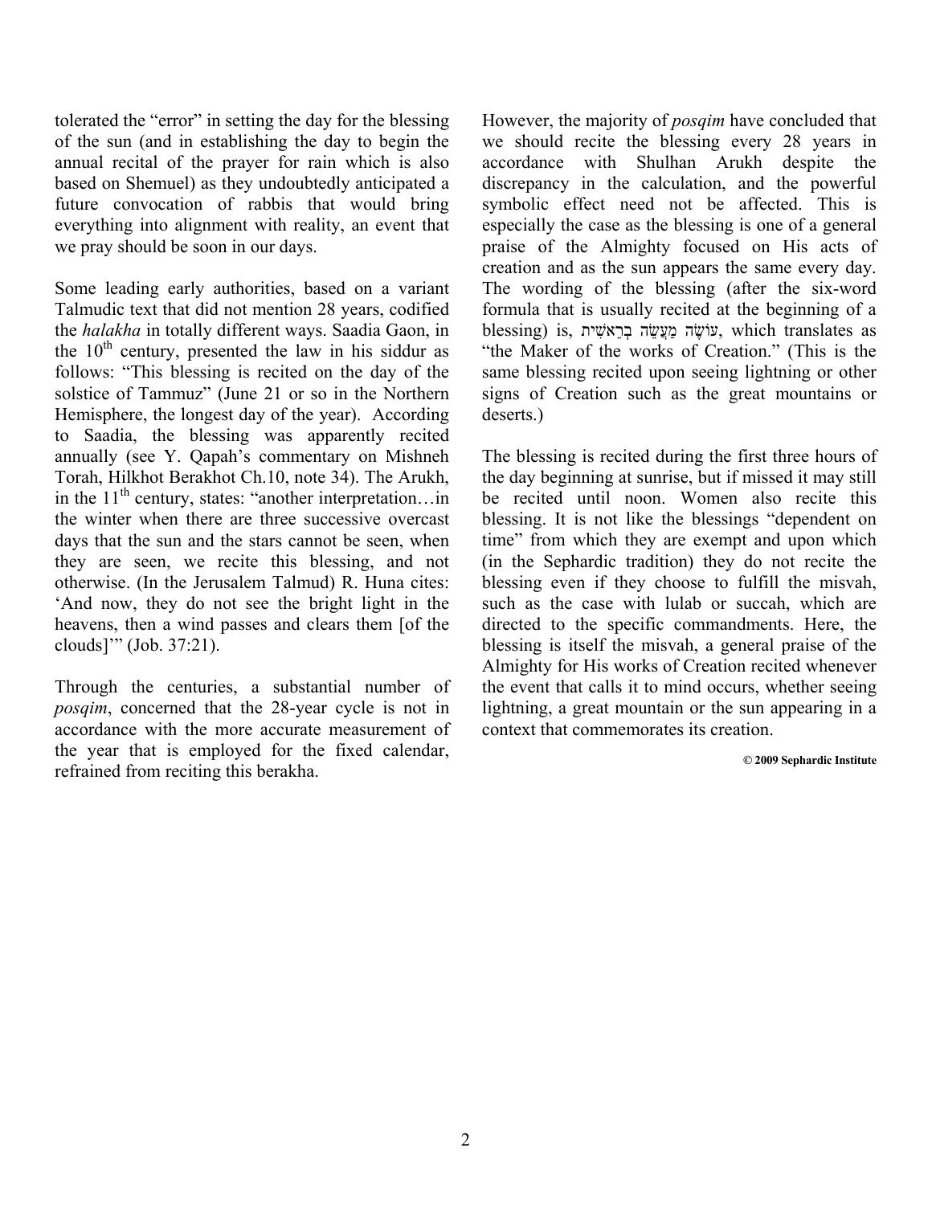tolerated the "error" in setting the day for the blessing of the sun (and in establishing the day to begin the annual recital of the prayer for rain which is also based on Shemuel) as they undoubtedly anticipated a future convocation of rabbis that would bring everything into alignment with reality, an event that we pray should be soon in our days.

Some leading early authorities, based on a variant Talmudic text that did not mention 28 years, codified the *halakha* in totally different ways. Saadia Gaon, in the 10th century, presented the law in his siddur as follows: "This blessing is recited on the day of the solstice of Tammuz" (June 21 or so in the Northern Hemisphere, the longest day of the year). According to Saadia, the blessing was apparently recited annually (see Y. Qapah's commentary on Mishneh Torah, Hilkhot Berakhot Ch.10, note 34). The Arukh, in the 11th century, states: "another interpretation…in the winter when there are three successive overcast days that the sun and the stars cannot be seen, when they are seen, we recite this blessing, and not otherwise. (In the Jerusalem Talmud) R. Huna cites: 'And now, they do not see the bright light in the heavens, then a wind passes and clears them [of the clouds]'" (Job. 37:21).

Through the centuries, a substantial number of *posqim*, concerned that the 28-year cycle is not in accordance with the more accurate measurement of the year that is employed for the fixed calendar, refrained from reciting this berakha.

However, the majority of *posqim* have concluded that we should recite the blessing every 28 years in accordance with Shulhan Arukh despite the discrepancy in the calculation, and the powerful symbolic effect need not be affected. This is especially the case as the blessing is one of a general praise of the Almighty focused on His acts of creation and as the sun appears the same every day. The wording of the blessing (after the six-word formula that is usually recited at the beginning of a blessing) is, עוֹשֶׂה מַעֲשֵׂה בְרֵאשִׁית, which translates as "the Maker of the works of Creation." (This is the same blessing recited upon seeing lightning or other signs of Creation such as the great mountains or deserts.)

The blessing is recited during the first three hours of the day beginning at sunrise, but if missed it may still be recited until noon. Women also recite this blessing. It is not like the blessings "dependent on time" from which they are exempt and upon which (in the Sephardic tradition) they do not recite the blessing even if they choose to fulfill the misvah, such as the case with lulab or succah, which are directed to the specific commandments. Here, the blessing is itself the misvah, a general praise of the Almighty for His works of Creation recited whenever the event that calls it to mind occurs, whether seeing lightning, a great mountain or the sun appearing in a context that commemorates its creation.

**© 2009 Sephardic Institute**